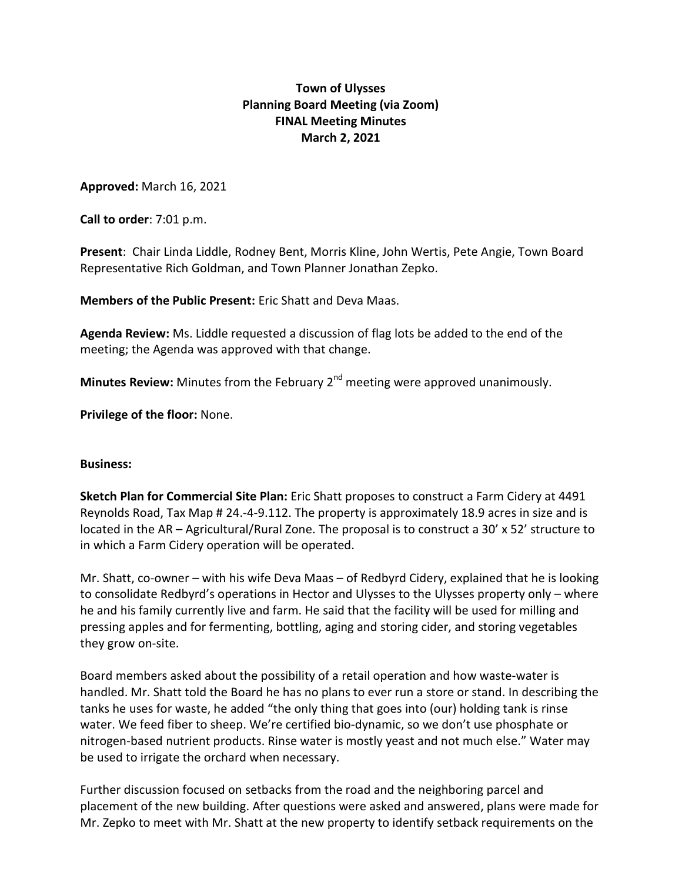**Town of Ulysses**
**Planning Board Meeting (via Zoom)**
**FINAL Meeting Minutes**
**March 2, 2021**

**Approved:** March 16, 2021

**Call to order**: 7:01 p.m.

**Present**: Chair Linda Liddle, Rodney Bent, Morris Kline, John Wertis, Pete Angie, Town Board Representative Rich Goldman, and Town Planner Jonathan Zepko.

**Members of the Public Present:** Eric Shatt and Deva Maas.

**Agenda Review:** Ms. Liddle requested a discussion of flag lots be added to the end of the meeting; the Agenda was approved with that change.

**Minutes Review:** Minutes from the February 2nd meeting were approved unanimously.

**Privilege of the floor:** None.

**Business:**

**Sketch Plan for Commercial Site Plan:** Eric Shatt proposes to construct a Farm Cidery at 4491 Reynolds Road, Tax Map # 24.-4-9.112. The property is approximately 18.9 acres in size and is located in the AR – Agricultural/Rural Zone. The proposal is to construct a 30' x 52' structure to in which a Farm Cidery operation will be operated.

Mr. Shatt, co-owner – with his wife Deva Maas – of Redbyrd Cidery, explained that he is looking to consolidate Redbyrd's operations in Hector and Ulysses to the Ulysses property only – where he and his family currently live and farm. He said that the facility will be used for milling and pressing apples and for fermenting, bottling, aging and storing cider, and storing vegetables they grow on-site.

Board members asked about the possibility of a retail operation and how waste-water is handled. Mr. Shatt told the Board he has no plans to ever run a store or stand. In describing the tanks he uses for waste, he added "the only thing that goes into (our) holding tank is rinse water. We feed fiber to sheep. We're certified bio-dynamic, so we don't use phosphate or nitrogen-based nutrient products. Rinse water is mostly yeast and not much else." Water may be used to irrigate the orchard when necessary.

Further discussion focused on setbacks from the road and the neighboring parcel and placement of the new building. After questions were asked and answered, plans were made for Mr. Zepko to meet with Mr. Shatt at the new property to identify setback requirements on the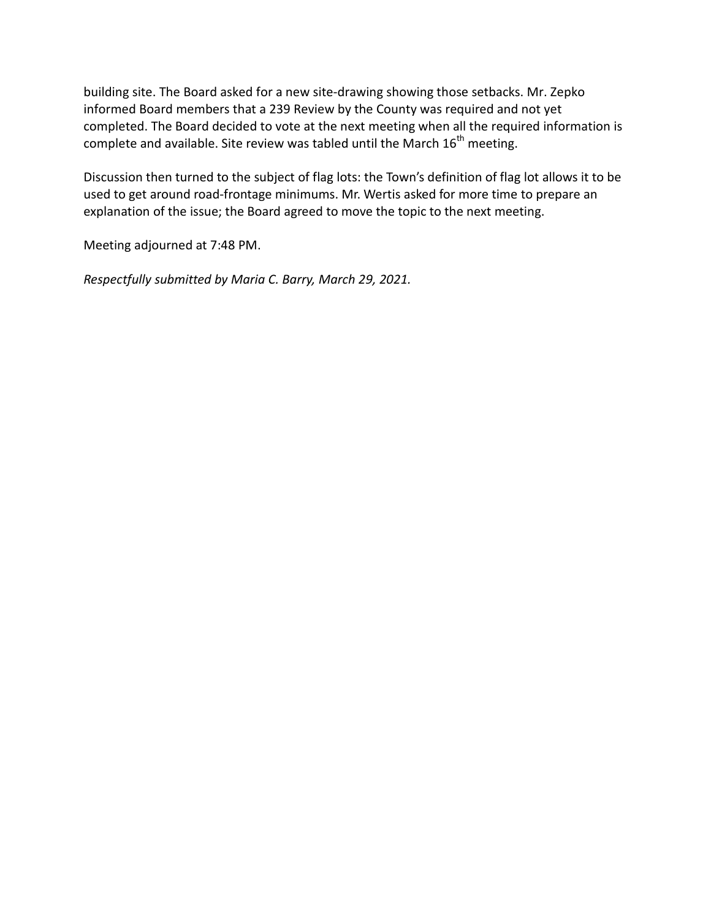building site. The Board asked for a new site-drawing showing those setbacks. Mr. Zepko informed Board members that a 239 Review by the County was required and not yet completed. The Board decided to vote at the next meeting when all the required information is complete and available. Site review was tabled until the March 16th meeting.

Discussion then turned to the subject of flag lots: the Town's definition of flag lot allows it to be used to get around road-frontage minimums. Mr. Wertis asked for more time to prepare an explanation of the issue; the Board agreed to move the topic to the next meeting.

Meeting adjourned at 7:48 PM.

*Respectfully submitted by Maria C. Barry, March 29, 2021.*